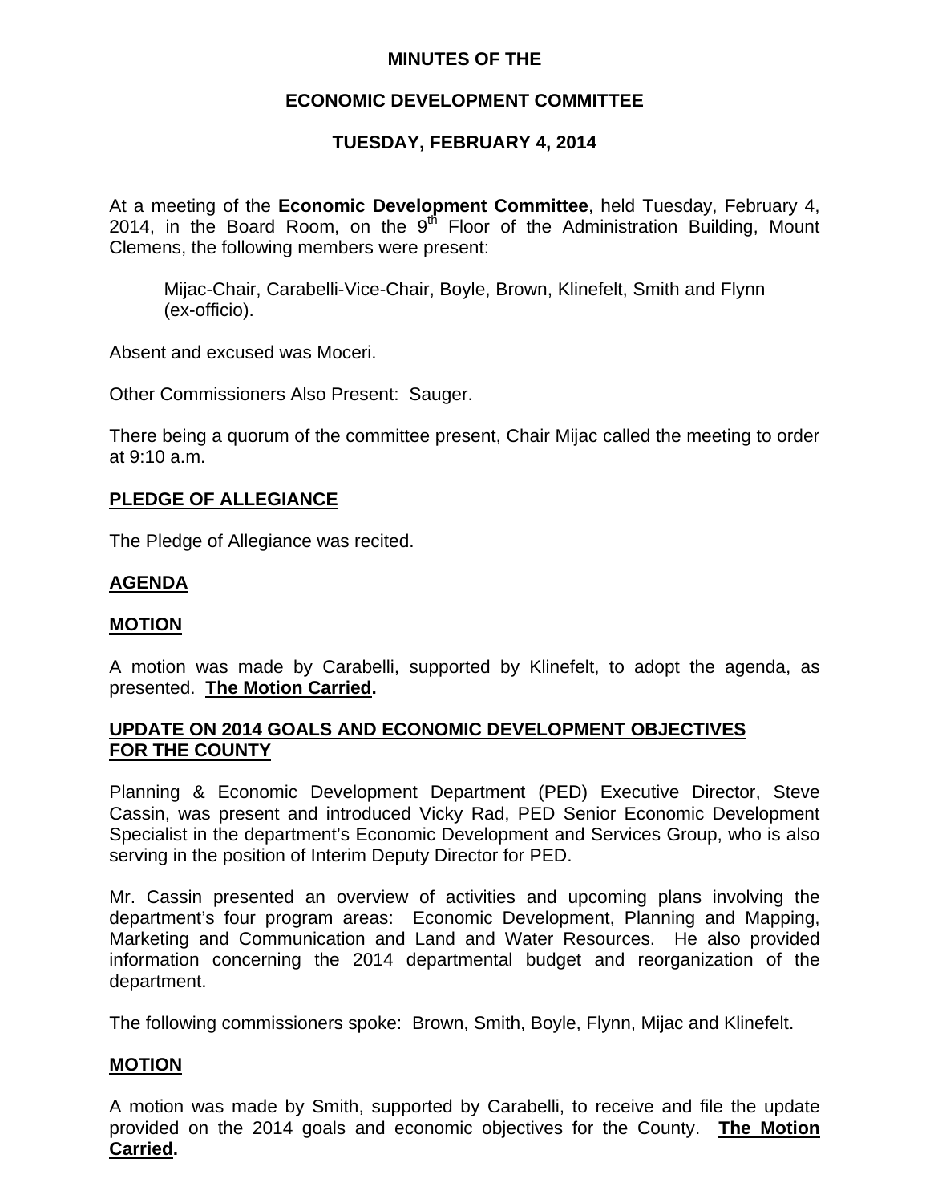# MINUTES OF THE

## ECONOMIC DEVELOPMENT COMMITTEE

## TUESDAY, FEBRUARY 4, 2014

At a meeting of the **Economic Development Committee**, held Tuesday, February 4, 2014, in the Board Room, on the 9th Floor of the Administration Building, Mount Clemens, the following members were present:

> Mijac-Chair, Carabelli-Vice-Chair, Boyle, Brown, Klinefelt, Smith and Flynn (ex-officio).

Absent and excused was Moceri.

Other Commissioners Also Present: Sauger.

There being a quorum of the committee present, Chair Mijac called the meeting to order at 9:10 a.m.

### PLEDGE OF ALLEGIANCE

The Pledge of Allegiance was recited.

### AGENDA

### MOTION

A motion was made by Carabelli, supported by Klinefelt, to adopt the agenda, as presented. **The Motion Carried.**

### UPDATE ON 2014 GOALS AND ECONOMIC DEVELOPMENT OBJECTIVES FOR THE COUNTY

Planning & Economic Development Department (PED) Executive Director, Steve Cassin, was present and introduced Vicky Rad, PED Senior Economic Development Specialist in the department's Economic Development and Services Group, who is also serving in the position of Interim Deputy Director for PED.

Mr. Cassin presented an overview of activities and upcoming plans involving the department's four program areas: Economic Development, Planning and Mapping, Marketing and Communication and Land and Water Resources. He also provided information concerning the 2014 departmental budget and reorganization of the department.

The following commissioners spoke: Brown, Smith, Boyle, Flynn, Mijac and Klinefelt.

### MOTION

A motion was made by Smith, supported by Carabelli, to receive and file the update provided on the 2014 goals and economic objectives for the County. **The Motion Carried.**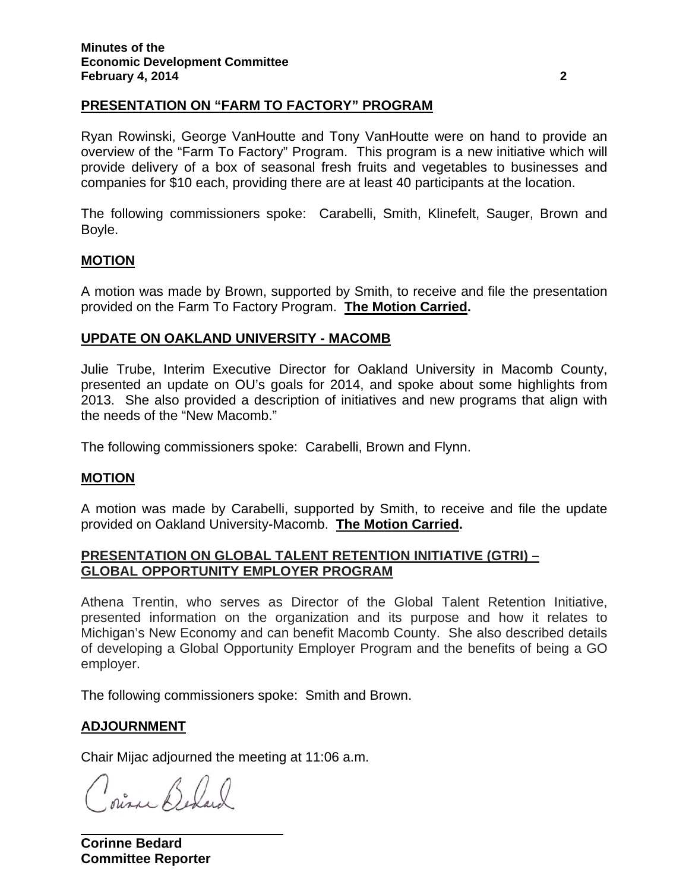## PRESENTATION ON "FARM TO FACTORY" PROGRAM

Ryan Rowinski, George VanHoutte and Tony VanHoutte were on hand to provide an overview of the "Farm To Factory" Program. This program is a new initiative which will provide delivery of a box of seasonal fresh fruits and vegetables to businesses and companies for $10 each, providing there are at least 40 participants at the location.

The following commissioners spoke: Carabelli, Smith, Klinefelt, Sauger, Brown and Boyle.

## MOTION

A motion was made by Brown, supported by Smith, to receive and file the presentation provided on the Farm To Factory Program. **The Motion Carried.**

## UPDATE ON OAKLAND UNIVERSITY - MACOMB

Julie Trube, Interim Executive Director for Oakland University in Macomb County, presented an update on OU's goals for 2014, and spoke about some highlights from 2013. She also provided a description of initiatives and new programs that align with the needs of the "New Macomb."

The following commissioners spoke: Carabelli, Brown and Flynn.

## MOTION

A motion was made by Carabelli, supported by Smith, to receive and file the update provided on Oakland University-Macomb. **The Motion Carried.**

## PRESENTATION ON GLOBAL TALENT RETENTION INITIATIVE (GTRI) – GLOBAL OPPORTUNITY EMPLOYER PROGRAM

Athena Trentin, who serves as Director of the Global Talent Retention Initiative, presented information on the organization and its purpose and how it relates to Michigan's New Economy and can benefit Macomb County. She also described details of developing a Global Opportunity Employer Program and the benefits of being a GO employer.

The following commissioners spoke: Smith and Brown.

## ADJOURNMENT

Chair Mijac adjourned the meeting at 11:06 a.m.

Corinne Bedard

**Corinne Bedard**
**Committee Reporter**